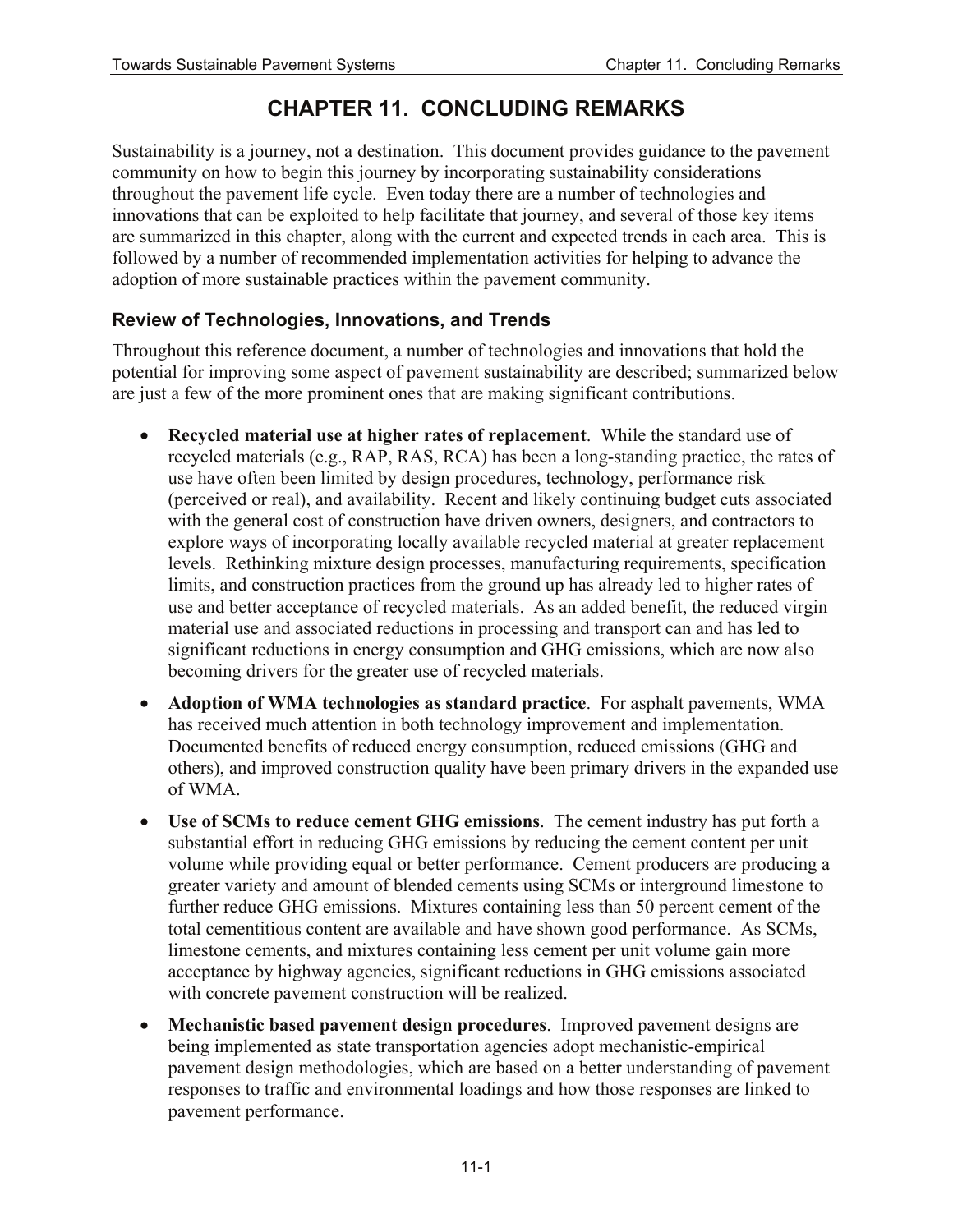# CHAPTER 11. CONCLUDING REMARKS

Sustainability is a journey, not a destination. This document provides guidance to the pavement community on how to begin this journey by incorporating sustainability considerations throughout the pavement life cycle. Even today there are a number of technologies and innovations that can be exploited to help facilitate that journey, and several of those key items are summarized in this chapter, along with the current and expected trends in each area. This is followed by a number of recommended implementation activities for helping to advance the adoption of more sustainable practices within the pavement community.

## Review of Technologies, Innovations, and Trends

Throughout this reference document, a number of technologies and innovations that hold the potential for improving some aspect of pavement sustainability are described; summarized below are just a few of the more prominent ones that are making significant contributions.

- **Recycled material use at higher rates of replacement**. While the standard use of recycled materials (e.g., RAP, RAS, RCA) has been a long-standing practice, the rates of use have often been limited by design procedures, technology, performance risk (perceived or real), and availability. Recent and likely continuing budget cuts associated with the general cost of construction have driven owners, designers, and contractors to explore ways of incorporating locally available recycled material at greater replacement levels. Rethinking mixture design processes, manufacturing requirements, specification limits, and construction practices from the ground up has already led to higher rates of use and better acceptance of recycled materials. As an added benefit, the reduced virgin material use and associated reductions in processing and transport can and has led to significant reductions in energy consumption and GHG emissions, which are now also becoming drivers for the greater use of recycled materials.
- **Adoption of WMA technologies as standard practice**. For asphalt pavements, WMA has received much attention in both technology improvement and implementation. Documented benefits of reduced energy consumption, reduced emissions (GHG and others), and improved construction quality have been primary drivers in the expanded use of WMA.
- **Use of SCMs to reduce cement GHG emissions**. The cement industry has put forth a substantial effort in reducing GHG emissions by reducing the cement content per unit volume while providing equal or better performance. Cement producers are producing a greater variety and amount of blended cements using SCMs or interground limestone to further reduce GHG emissions. Mixtures containing less than 50 percent cement of the total cementitious content are available and have shown good performance. As SCMs, limestone cements, and mixtures containing less cement per unit volume gain more acceptance by highway agencies, significant reductions in GHG emissions associated with concrete pavement construction will be realized.
- **Mechanistic based pavement design procedures**. Improved pavement designs are being implemented as state transportation agencies adopt mechanistic-empirical pavement design methodologies, which are based on a better understanding of pavement responses to traffic and environmental loadings and how those responses are linked to pavement performance.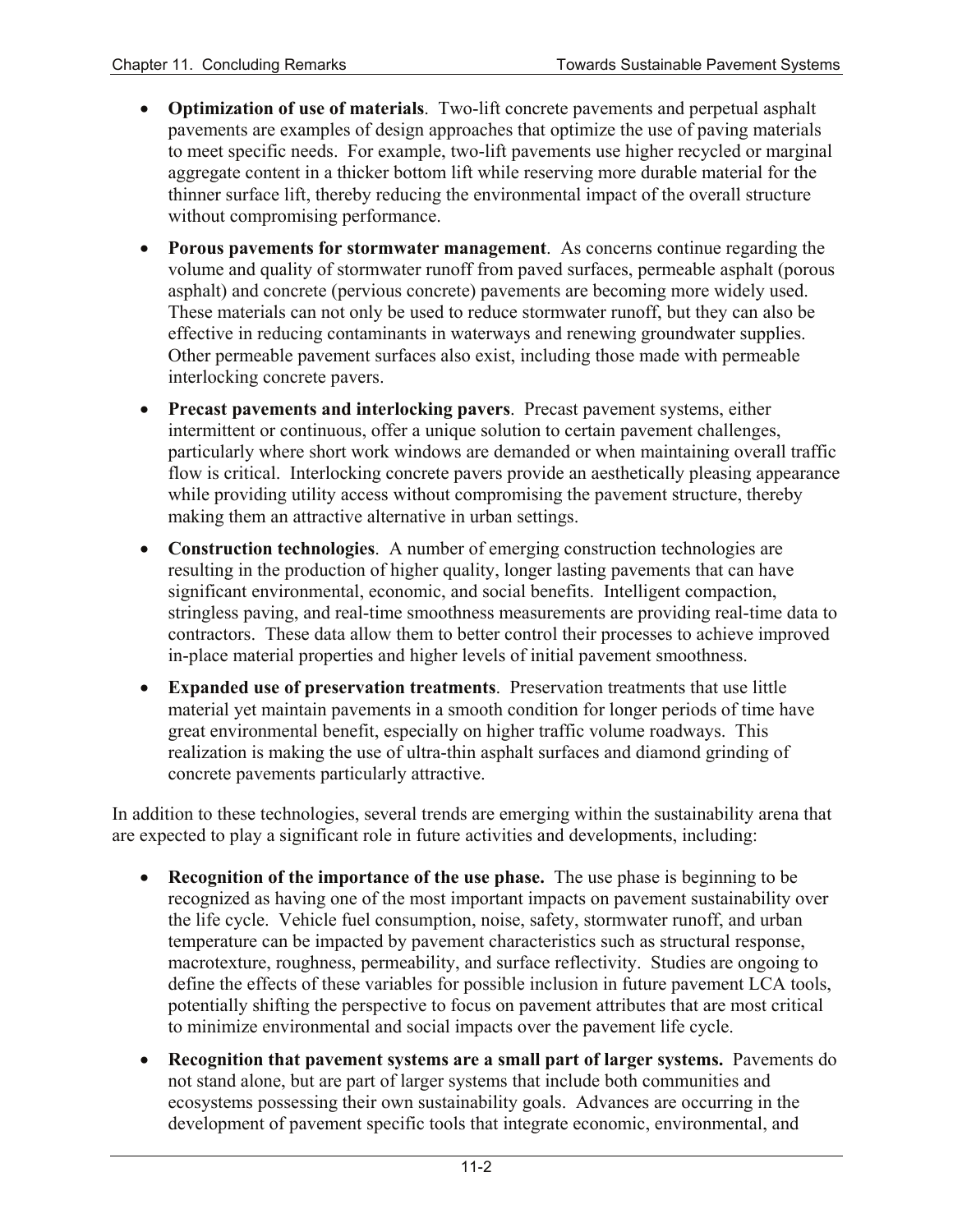- **Optimization of use of materials**. Two-lift concrete pavements and perpetual asphalt pavements are examples of design approaches that optimize the use of paving materials to meet specific needs. For example, two-lift pavements use higher recycled or marginal aggregate content in a thicker bottom lift while reserving more durable material for the thinner surface lift, thereby reducing the environmental impact of the overall structure without compromising performance.
- **Porous pavements for stormwater management**. As concerns continue regarding the volume and quality of stormwater runoff from paved surfaces, permeable asphalt (porous asphalt) and concrete (pervious concrete) pavements are becoming more widely used. These materials can not only be used to reduce stormwater runoff, but they can also be effective in reducing contaminants in waterways and renewing groundwater supplies. Other permeable pavement surfaces also exist, including those made with permeable interlocking concrete pavers.
- **Precast pavements and interlocking pavers**. Precast pavement systems, either intermittent or continuous, offer a unique solution to certain pavement challenges, particularly where short work windows are demanded or when maintaining overall traffic flow is critical. Interlocking concrete pavers provide an aesthetically pleasing appearance while providing utility access without compromising the pavement structure, thereby making them an attractive alternative in urban settings.
- **Construction technologies**. A number of emerging construction technologies are resulting in the production of higher quality, longer lasting pavements that can have significant environmental, economic, and social benefits. Intelligent compaction, stringless paving, and real-time smoothness measurements are providing real-time data to contractors. These data allow them to better control their processes to achieve improved in-place material properties and higher levels of initial pavement smoothness.
- **Expanded use of preservation treatments**. Preservation treatments that use little material yet maintain pavements in a smooth condition for longer periods of time have great environmental benefit, especially on higher traffic volume roadways. This realization is making the use of ultra-thin asphalt surfaces and diamond grinding of concrete pavements particularly attractive.

In addition to these technologies, several trends are emerging within the sustainability arena that are expected to play a significant role in future activities and developments, including:

- **Recognition of the importance of the use phase.** The use phase is beginning to be recognized as having one of the most important impacts on pavement sustainability over the life cycle. Vehicle fuel consumption, noise, safety, stormwater runoff, and urban temperature can be impacted by pavement characteristics such as structural response, macrotexture, roughness, permeability, and surface reflectivity. Studies are ongoing to define the effects of these variables for possible inclusion in future pavement LCA tools, potentially shifting the perspective to focus on pavement attributes that are most critical to minimize environmental and social impacts over the pavement life cycle.
- **Recognition that pavement systems are a small part of larger systems.** Pavements do not stand alone, but are part of larger systems that include both communities and ecosystems possessing their own sustainability goals. Advances are occurring in the development of pavement specific tools that integrate economic, environmental, and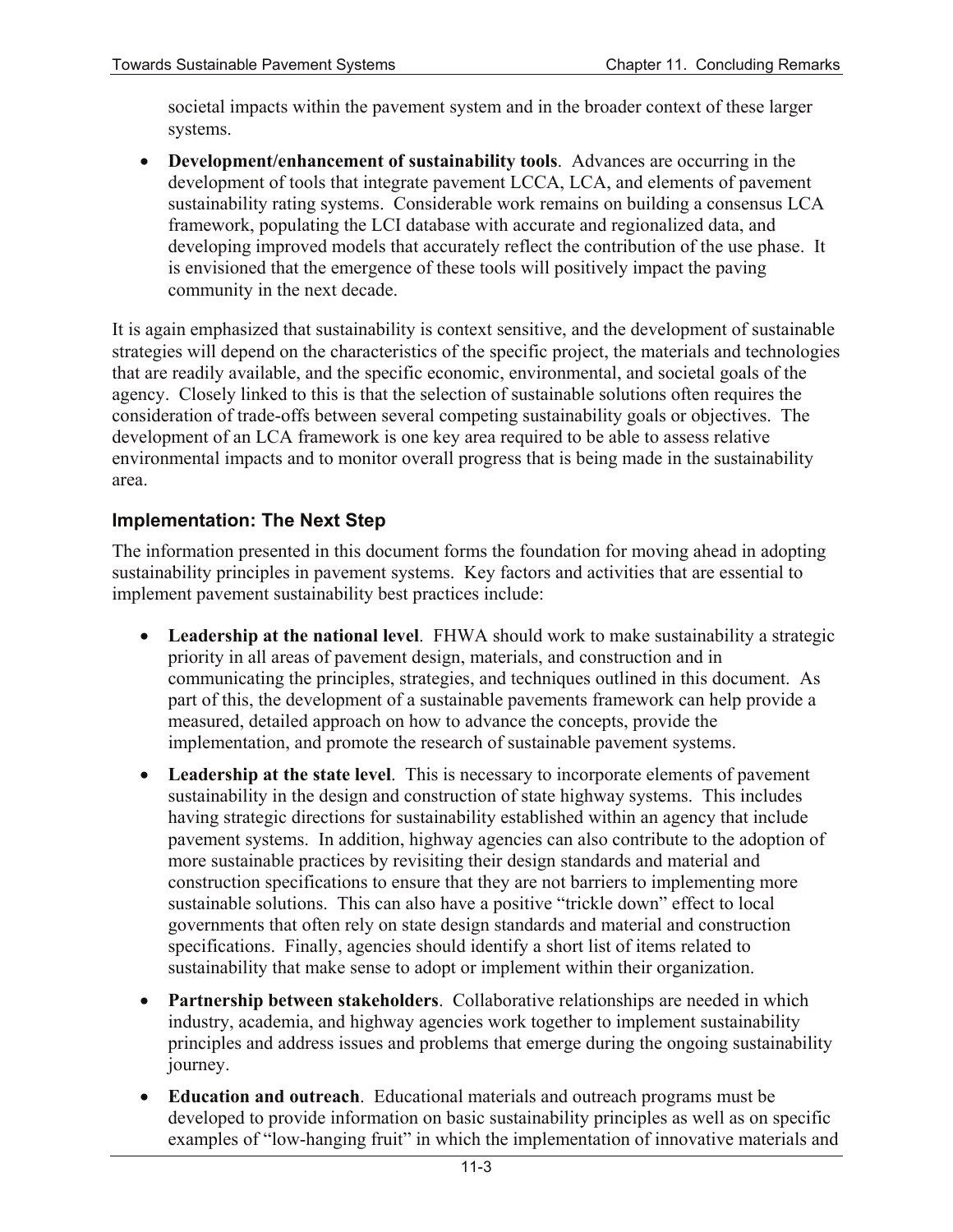societal impacts within the pavement system and in the broader context of these larger systems.

- **Development/enhancement of sustainability tools**. Advances are occurring in the development of tools that integrate pavement LCCA, LCA, and elements of pavement sustainability rating systems. Considerable work remains on building a consensus LCA framework, populating the LCI database with accurate and regionalized data, and developing improved models that accurately reflect the contribution of the use phase. It is envisioned that the emergence of these tools will positively impact the paving community in the next decade.

It is again emphasized that sustainability is context sensitive, and the development of sustainable strategies will depend on the characteristics of the specific project, the materials and technologies that are readily available, and the specific economic, environmental, and societal goals of the agency. Closely linked to this is that the selection of sustainable solutions often requires the consideration of trade-offs between several competing sustainability goals or objectives. The development of an LCA framework is one key area required to be able to assess relative environmental impacts and to monitor overall progress that is being made in the sustainability area.

## Implementation: The Next Step

The information presented in this document forms the foundation for moving ahead in adopting sustainability principles in pavement systems. Key factors and activities that are essential to implement pavement sustainability best practices include:

- **Leadership at the national level**. FHWA should work to make sustainability a strategic priority in all areas of pavement design, materials, and construction and in communicating the principles, strategies, and techniques outlined in this document. As part of this, the development of a sustainable pavements framework can help provide a measured, detailed approach on how to advance the concepts, provide the implementation, and promote the research of sustainable pavement systems.
- **Leadership at the state level**. This is necessary to incorporate elements of pavement sustainability in the design and construction of state highway systems. This includes having strategic directions for sustainability established within an agency that include pavement systems. In addition, highway agencies can also contribute to the adoption of more sustainable practices by revisiting their design standards and material and construction specifications to ensure that they are not barriers to implementing more sustainable solutions. This can also have a positive "trickle down" effect to local governments that often rely on state design standards and material and construction specifications. Finally, agencies should identify a short list of items related to sustainability that make sense to adopt or implement within their organization.
- **Partnership between stakeholders**. Collaborative relationships are needed in which industry, academia, and highway agencies work together to implement sustainability principles and address issues and problems that emerge during the ongoing sustainability journey.
- **Education and outreach**. Educational materials and outreach programs must be developed to provide information on basic sustainability principles as well as on specific examples of "low-hanging fruit" in which the implementation of innovative materials and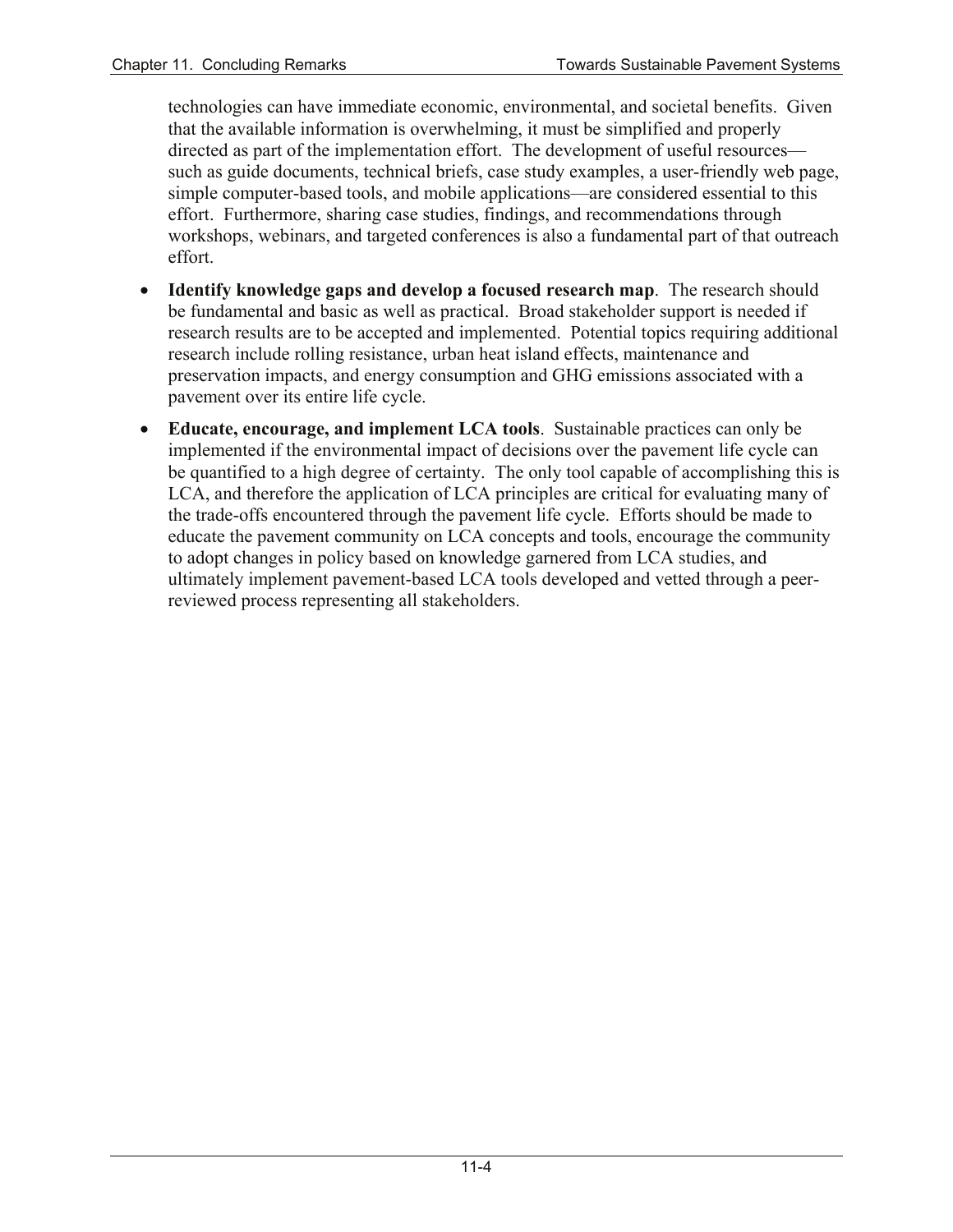technologies can have immediate economic, environmental, and societal benefits. Given that the available information is overwhelming, it must be simplified and properly directed as part of the implementation effort. The development of useful resources—such as guide documents, technical briefs, case study examples, a user-friendly web page, simple computer-based tools, and mobile applications—are considered essential to this effort. Furthermore, sharing case studies, findings, and recommendations through workshops, webinars, and targeted conferences is also a fundamental part of that outreach effort.

- **Identify knowledge gaps and develop a focused research map**. The research should be fundamental and basic as well as practical. Broad stakeholder support is needed if research results are to be accepted and implemented. Potential topics requiring additional research include rolling resistance, urban heat island effects, maintenance and preservation impacts, and energy consumption and GHG emissions associated with a pavement over its entire life cycle.
- **Educate, encourage, and implement LCA tools**. Sustainable practices can only be implemented if the environmental impact of decisions over the pavement life cycle can be quantified to a high degree of certainty. The only tool capable of accomplishing this is LCA, and therefore the application of LCA principles are critical for evaluating many of the trade-offs encountered through the pavement life cycle. Efforts should be made to educate the pavement community on LCA concepts and tools, encourage the community to adopt changes in policy based on knowledge garnered from LCA studies, and ultimately implement pavement-based LCA tools developed and vetted through a peer-reviewed process representing all stakeholders.